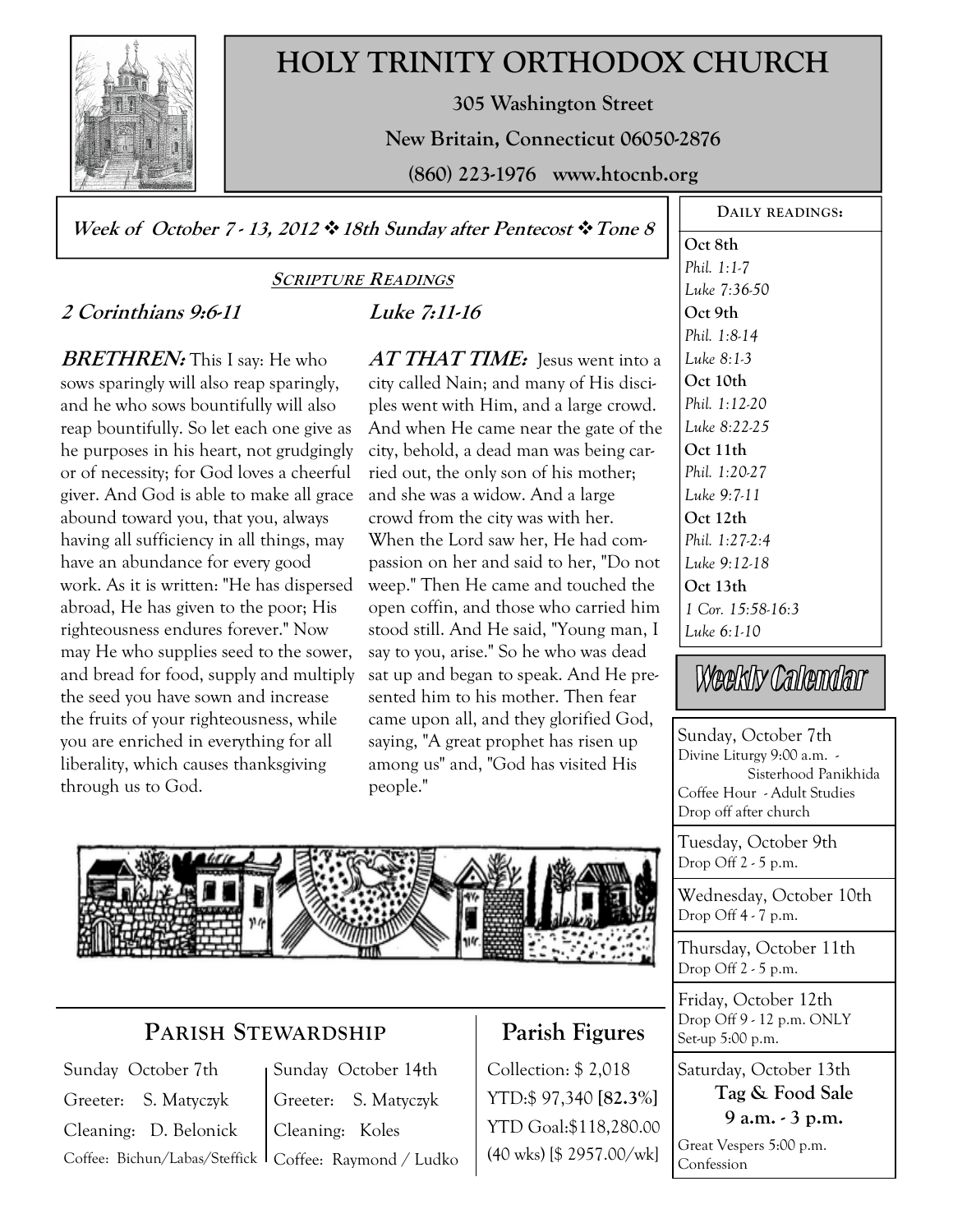# HOLY TRINITY ORTHODOX CHURCH

**305 Washington Street**

**New Britain, Connecticut 06050-2876**

**(860) 223-1976 www.htocnb.org**

***Week of October 7 - 13, 2012 ❖ 18th Sunday after Pentecost ❖ Tone 8***

## *SCRIPTURE READINGS*

### *2 Corinthians 9:6-11*

***BRETHREN:*** This I say: He who sows sparingly will also reap sparingly, and he who sows bountifully will also reap bountifully. So let each one give as he purposes in his heart, not grudgingly or of necessity; for God loves a cheerful giver. And God is able to make all grace abound toward you, that you, always having all sufficiency in all things, may have an abundance for every good work. As it is written: "He has dispersed abroad, He has given to the poor; His righteousness endures forever." Now may He who supplies seed to the sower, and bread for food, supply and multiply the seed you have sown and increase the fruits of your righteousness, while you are enriched in everything for all liberality, which causes thanksgiving through us to God.

### *Luke 7:11-16*

***AT THAT TIME:*** Jesus went into a city called Nain; and many of His disciples went with Him, and a large crowd. And when He came near the gate of the city, behold, a dead man was being carried out, the only son of his mother; and she was a widow. And a large crowd from the city was with her. When the Lord saw her, He had compassion on her and said to her, "Do not weep." Then He came and touched the open coffin, and those who carried him stood still. And He said, "Young man, I say to you, arise." So he who was dead sat up and began to speak. And He presented him to his mother. Then fear came upon all, and they glorified God, saying, "A great prophet has risen up among us" and, "God has visited His people."

## PARISH STEWARDSHIP

| | |
|---|---|
| Sunday October 7th | Sunday October 14th |
| Greeter: S. Matyczyk | Greeter: S. Matyczyk |
| Cleaning: D. Belonick | Cleaning: Koles |
| Coffee: Bichun/Labas/Steffick | Coffee: Raymond / Ludko |

## Parish Figures

Collection: $ 2,018

YTD:$ 97,340 **[82.3%]**

YTD Goal:$118,280.00

(40 wks) [$ 2957.00/wk]

## DAILY READINGS:

**Oct 8th**
*Phil. 1:1-7*
*Luke 7:36-50*

**Oct 9th**
*Phil. 1:8-14*
*Luke 8:1-3*

**Oct 10th**
*Phil. 1:12-20*
*Luke 8:22-25*

**Oct 11th**
*Phil. 1:20-27*
*Luke 9:7-11*

**Oct 12th**
*Phil. 1:27-2:4*
*Luke 9:12-18*

**Oct 13th**
*1 Cor. 15:58-16:3*
*Luke 6:1-10*

## Weekly Calendar

**Sunday, October 7th**
Divine Liturgy 9:00 a.m. - Sisterhood Panikhida
Coffee Hour - Adult Studies
Drop off after church

**Tuesday, October 9th**
Drop Off 2 - 5 p.m.

**Wednesday, October 10th**
Drop Off 4 - 7 p.m.

**Thursday, October 11th**
Drop Off 2 - 5 p.m.

**Friday, October 12th**
Drop Off 9 - 12 p.m. ONLY
Set-up 5:00 p.m.

**Saturday, October 13th**
**Tag & Food Sale**
**9 a.m. - 3 p.m.**
Great Vespers 5:00 p.m.
Confession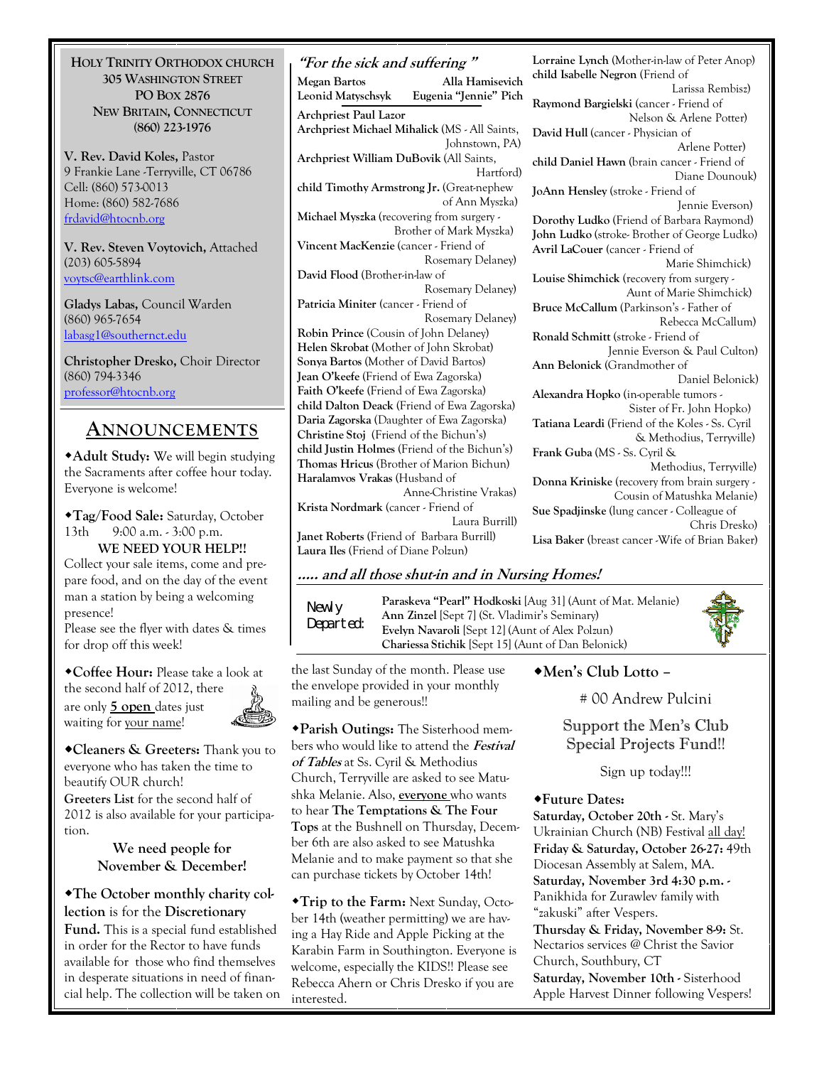**HOLY TRINITY ORTHODOX CHURCH**
**305 WASHINGTON STREET**
**PO BOX 2876**
**NEW BRITAIN, CONNECTICUT**
**(860) 223-1976**

**V. Rev. David Koles,** Pastor
9 Frankie Lane -Terryville, CT 06786
Cell: (860) 573-0013
Home: (860) 582-7686
frdavid@htocnb.org

**V. Rev. Steven Voytovich,** Attached
(203) 605-5894
voytsc@earthlink.com

**Gladys Labas,** Council Warden
(860) 965-7654
labasg1@southernct.edu

**Christopher Dresko,** Choir Director
(860) 794-3346
professor@htocnb.org

## ANNOUNCEMENTS

◆**Adult Study:** We will begin studying the Sacraments after coffee hour today. Everyone is welcome!

◆**Tag/Food Sale:** Saturday, October 13th 9:00 a.m. - 3:00 p.m.

**WE NEED YOUR HELP!!**

Collect your sale items, come and prepare food, and on the day of the event man a station by being a welcoming presence!
Please see the flyer with dates & times for drop off this week!

◆**Coffee Hour:** Please take a look at the second half of 2012, there are only **5 open** dates just waiting for your name!

◆**Cleaners & Greeters:** Thank you to everyone who has taken the time to beautify OUR church!
**Greeters List** for the second half of 2012 is also available for your participation.

**We need people for November & December!**

◆**The October monthly charity collection** is for the **Discretionary Fund.** This is a special fund established in order for the Rector to have funds available for those who find themselves in desperate situations in need of financial help. The collection will be taken on the last Sunday of the month. Please use the envelope provided in your monthly mailing and be generous!!

◆**Parish Outings:** The Sisterhood members who would like to attend the ***Festival of Tables*** at Ss. Cyril & Methodius Church, Terryville are asked to see Matushka Melanie. Also, everyone who wants to hear **The Temptations & The Four Tops** at the Bushnell on Thursday, December 6th are also asked to see Matushka Melanie and to make payment so that she can purchase tickets by October 14th!

◆**Trip to the Farm:** Next Sunday, October 14th (weather permitting) we are having a Hay Ride and Apple Picking at the Karabin Farm in Southington. Everyone is welcome, especially the KIDS!! Please see Rebecca Ahern or Chris Dresko if you are interested.

### *"For the sick and suffering"*

**Megan Bartos**
**Alla Hamisevich**
**Leonid Matyschsyk**
**Eugenia "Jennie" Pich**
**Archpriest Paul Lazor**
**Archpriest Michael Mihalick** (MS - All Saints, Johnstown, PA)
**Archpriest William DuBovik** (All Saints, Hartford)
**child Timothy Armstrong Jr.** (Great-nephew of Ann Myszka)
**Michael Myszka** (recovering from surgery - Brother of Mark Myszka)
**Vincent MacKenzie** (cancer - Friend of Rosemary Delaney)
**David Flood** (Brother-in-law of Rosemary Delaney)
**Patricia Miniter** (cancer - Friend of Rosemary Delaney)
**Robin Prince** (Cousin of John Delaney)
**Helen Skrobat** (Mother of John Skrobat)
**Sonya Bartos** (Mother of David Bartos)
**Jean O'keefe** (Friend of Ewa Zagorska)
**Faith O'keefe** (Friend of Ewa Zagorska)
**child Dalton Deack** (Friend of Ewa Zagorska)
**Daria Zagorska** (Daughter of Ewa Zagorska)
**Christine Stoj** (Friend of the Bichun's)
**child Justin Holmes** (Friend of the Bichun's)
**Thomas Hricus** (Brother of Marion Bichun)
**Haralamvos Vrakas** (Husband of Anne-Christine Vrakas)
**Krista Nordmark** (cancer - Friend of Laura Burrill)
**Janet Roberts** (Friend of Barbara Burrill)
**Laura Iles** (Friend of Diane Polzun)
**Lorraine Lynch** (Mother-in-law of Peter Anop)
**child Isabelle Negron** (Friend of Larissa Rembisz)
**Raymond Bargielski** (cancer - Friend of Nelson & Arlene Potter)
**David Hull** (cancer - Physician of Arlene Potter)
**child Daniel Hawn** (brain cancer - Friend of Diane Dounouk)
**JoAnn Hensley** (stroke - Friend of Jennie Everson)
**Dorothy Ludko** (Friend of Barbara Raymond)
**John Ludko** (stroke- Brother of George Ludko)
**Avril LaCouer** (cancer - Friend of Marie Shimchick)
**Louise Shimchick** (recovery from surgery - Aunt of Marie Shimchick)
**Bruce McCallum** (Parkinson's - Father of Rebecca McCallum)
**Ronald Schmitt** (stroke - Friend of Jennie Everson & Paul Culton)
**Ann Belonick** (Grandmother of Daniel Belonick)
**Alexandra Hopko** (in-operable tumors - Sister of Fr. John Hopko)
**Tatiana Leardi** (Friend of the Koles - Ss. Cyril & Methodius, Terryville)
**Frank Guba** (MS - Ss. Cyril & Methodius, Terryville)
**Donna Kriniske** (recovery from brain surgery - Cousin of Matushka Melanie)
**Sue Spadjinske** (lung cancer - Colleague of Chris Dresko)
**Lisa Baker** (breast cancer -Wife of Brian Baker)

### *..... and all those shut-in and in Nursing Homes!*

**Newly Departed:**

**Paraskeva "Pearl" Hodkoski** [Aug 31] (Aunt of Mat. Melanie)
**Ann Zinzel** [Sept 7] (St. Vladimir's Seminary)
**Evelyn Navaroli** [Sept 12] (Aunt of Alex Polzun)
**Chariessa Stichik** [Sept 15] (Aunt of Dan Belonick)

◆**Men's Club Lotto –**

# 00 Andrew Pulcini

Support the Men's Club Special Projects Fund!!

Sign up today!!!

◆**Future Dates:**

**Saturday, October 20th -** St. Mary's Ukrainian Church (NB) Festival all day!
**Friday & Saturday, October 26-27:** 49th Diocesan Assembly at Salem, MA.
**Saturday, November 3rd 4:30 p.m. -** Panikhida for Zurawlev family with "zakuski" after Vespers.
**Thursday & Friday, November 8-9:** St. Nectarios services @ Christ the Savior Church, Southbury, CT
**Saturday, November 10th -** Sisterhood Apple Harvest Dinner following Vespers!